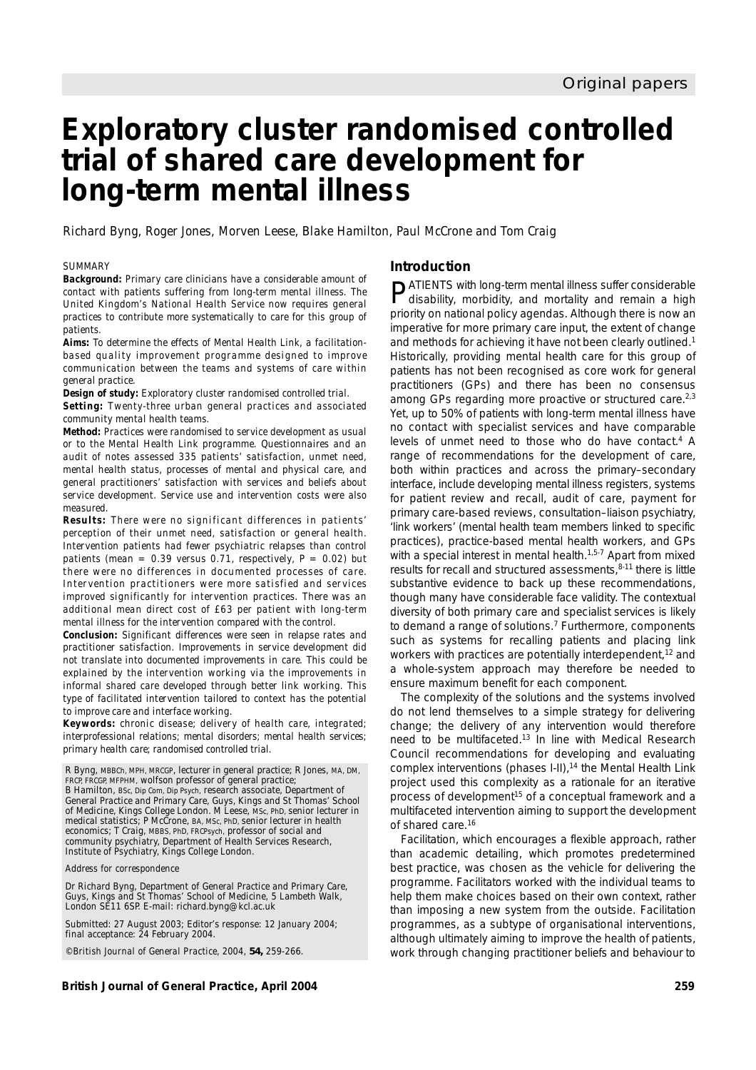# Exploratory cluster randomised controlled trial of shared care development for long-term mental illness

Richard Byng, Roger Jones, Morven Leese, Blake Hamilton, Paul McCrone and Tom Craig

## SUMMARY

**Background:** Primary care clinicians have a considerable amount of contact with patients suffering from long-term mental illness. The United Kingdom's National Health Service now requires general practices to contribute more systematically to care for this group of patients.

**Aims:** To determine the effects of Mental Health Link, a facilitation-based quality improvement programme designed to improve communication between the teams and systems of care within general practice.

**Design of study:** Exploratory cluster randomised controlled trial.

**Setting:** Twenty-three urban general practices and associated community mental health teams.

**Method:** Practices were randomised to service development as usual or to the Mental Health Link programme. Questionnaires and an audit of notes assessed 335 patients' satisfaction, unmet need, mental health status, processes of mental and physical care, and general practitioners' satisfaction with services and beliefs about service development. Service use and intervention costs were also measured.

**Results:** There were no significant differences in patients' perception of their unmet need, satisfaction or general health. Intervention patients had fewer psychiatric relapses than control patients (mean = 0.39 versus 0.71, respectively, $P = 0.02$) but there were no differences in documented processes of care. Intervention practitioners were more satisfied and services improved significantly for intervention practices. There was an additional mean direct cost of £63 per patient with long-term mental illness for the intervention compared with the control.

**Conclusion:** Significant differences were seen in relapse rates and practitioner satisfaction. Improvements in service development did not translate into documented improvements in care. This could be explained by the intervention working via the improvements in informal shared care developed through better link working. This type of facilitated intervention tailored to context has the potential to improve care and interface working.

**Keywords:** chronic disease; delivery of health care, integrated; interprofessional relations; mental disorders; mental health services; primary health care; randomised controlled trial.

R Byng, MBBCh, MPH, MRCGP, lecturer in general practice; R Jones, MA, DM, FRCP, FRCGP, MFPHM, wolfson professor of general practice; B Hamilton, BSc, Dip Com, Dip Psych, research associate, Department of General Practice and Primary Care, Guys, Kings and St Thomas' School of Medicine, Kings College London. M Leese, MSc, PhD, senior lecturer in medical statistics; P McCrone, BA, MSc, PhD, senior lecturer in health economics; T Craig, MBBS, PhD, FRCPsych, professor of social and community psychiatry, Department of Health Services Research, Institute of Psychiatry, Kings College London.

*Address for correspondence*

Dr Richard Byng, Department of General Practice and Primary Care, Guys, Kings and St Thomas' School of Medicine, 5 Lambeth Walk, London SE11 6SP. E-mail: richard.byng@kcl.ac.uk

Submitted: 27 August 2003; Editor's response: 12 January 2004; final acceptance: 24 February 2004.

©British Journal of General Practice, 2004, **54,** 259-266.

## Introduction

PATIENTS with long-term mental illness suffer considerable disability, morbidity, and mortality and remain a high priority on national policy agendas. Although there is now an imperative for more primary care input, the extent of change and methods for achieving it have not been clearly outlined.[1] Historically, providing mental health care for this group of patients has not been recognised as core work for general practitioners (GPs) and there has been no consensus among GPs regarding more proactive or structured care.[2,3] Yet, up to 50% of patients with long-term mental illness have no contact with specialist services and have comparable levels of unmet need to those who do have contact.[4] A range of recommendations for the development of care, both within practices and across the primary–secondary interface, include developing mental illness registers, systems for patient review and recall, audit of care, payment for primary care-based reviews, consultation–liaison psychiatry, 'link workers' (mental health team members linked to specific practices), practice-based mental health workers, and GPs with a special interest in mental health.[1,5-7] Apart from mixed results for recall and structured assessments,[8-11] there is little substantive evidence to back up these recommendations, though many have considerable face validity. The contextual diversity of both primary care and specialist services is likely to demand a range of solutions.[7] Furthermore, components such as systems for recalling patients and placing link workers with practices are potentially interdependent,[12] and a whole-system approach may therefore be needed to ensure maximum benefit for each component.

The complexity of the solutions and the systems involved do not lend themselves to a simple strategy for delivering change; the delivery of any intervention would therefore need to be multifaceted.[13] In line with Medical Research Council recommendations for developing and evaluating complex interventions (phases I-II),[14] the Mental Health Link project used this complexity as a rationale for an iterative process of development[15] of a conceptual framework and a multifaceted intervention aiming to support the development of shared care.[16]

Facilitation, which encourages a flexible approach, rather than academic detailing, which promotes predetermined best practice, was chosen as the vehicle for delivering the programme. Facilitators worked with the individual teams to help them make choices based on their own context, rather than imposing a new system from the outside. Facilitation programmes, as a subtype of organisational interventions, although ultimately aiming to improve the health of patients, work through changing practitioner beliefs and behaviour to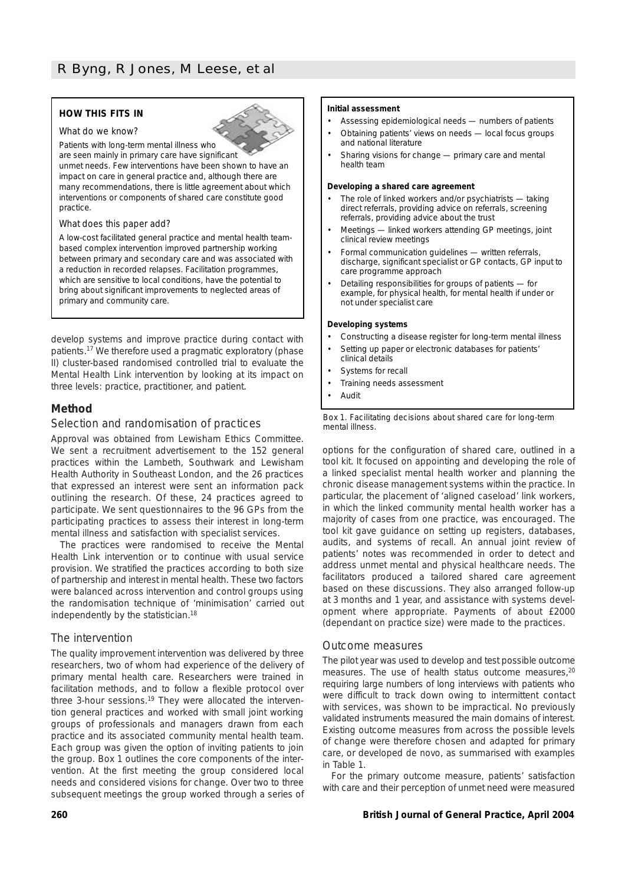**HOW THIS FITS IN**

*What do we know?*

Patients with long-term mental illness who are seen mainly in primary care have significant unmet needs. Few interventions have been shown to have an impact on care in general practice and, although there are many recommendations, there is little agreement about which interventions or components of shared care constitute good practice.

*What does this paper add?*

A low-cost facilitated general practice and mental health team-based complex intervention improved partnership working between primary and secondary care and was associated with a reduction in recorded relapses. Facilitation programmes, which are sensitive to local conditions, have the potential to bring about significant improvements to neglected areas of primary and community care.

develop systems and improve practice during contact with patients.[17] We therefore used a pragmatic exploratory (phase II) cluster-based randomised controlled trial to evaluate the Mental Health Link intervention by looking at its impact on three levels: practice, practitioner, and patient.

## Method

### Selection and randomisation of practices

Approval was obtained from Lewisham Ethics Committee. We sent a recruitment advertisement to the 152 general practices within the Lambeth, Southwark and Lewisham Health Authority in Southeast London, and the 26 practices that expressed an interest were sent an information pack outlining the research. Of these, 24 practices agreed to participate. We sent questionnaires to the 96 GPs from the participating practices to assess their interest in long-term mental illness and satisfaction with specialist services.

The practices were randomised to receive the Mental Health Link intervention or to continue with usual service provision. We stratified the practices according to both size of partnership and interest in mental health. These two factors were balanced across intervention and control groups using the randomisation technique of 'minimisation' carried out independently by the statistician.[18]

### The intervention

The quality improvement intervention was delivered by three researchers, two of whom had experience of the delivery of primary mental health care. Researchers were trained in facilitation methods, and to follow a flexible protocol over three 3-hour sessions.[19] They were allocated the intervention general practices and worked with small joint working groups of professionals and managers drawn from each practice and its associated community mental health team. Each group was given the option of inviting patients to join the group. Box 1 outlines the core components of the intervention. At the first meeting the group considered local needs and considered visions for change. Over two to three subsequent meetings the group worked through a series of options for the configuration of shared care, outlined in a tool kit. It focused on appointing and developing the role of a linked specialist mental health worker and planning the chronic disease management systems within the practice. In particular, the placement of 'aligned caseload' link workers, in which the linked community mental health worker has a majority of cases from one practice, was encouraged. The tool kit gave guidance on setting up registers, databases, audits, and systems of recall. An annual joint review of patients' notes was recommended in order to detect and address unmet mental and physical healthcare needs. The facilitators produced a tailored shared care agreement based on these discussions. They also arranged follow-up at 3 months and 1 year, and assistance with systems development where appropriate. Payments of about £2000 (dependant on practice size) were made to the practices.

**Initial assessment**

- Assessing epidemiological needs — numbers of patients
- Obtaining patients' views on needs — local focus groups and national literature
- Sharing visions for change — primary care and mental health team

**Developing a shared care agreement**

- The role of linked workers and/or psychiatrists — taking direct referrals, providing advice on referrals, screening referrals, providing advice about the trust
- Meetings — linked workers attending GP meetings, joint clinical review meetings
- Formal communication guidelines — written referrals, discharge, significant specialist or GP contacts, GP input to care programme approach
- Detailing responsibilities for groups of patients — for example, for physical health, for mental health if under or not under specialist care

**Developing systems**

- Constructing a disease register for long-term mental illness
- Setting up paper or electronic databases for patients' clinical details
- Systems for recall
- Training needs assessment
- Audit

Box 1. Facilitating decisions about shared care for long-term mental illness.

### Outcome measures

The pilot year was used to develop and test possible outcome measures. The use of health status outcome measures,[20] requiring large numbers of long interviews with patients who were difficult to track down owing to intermittent contact with services, was shown to be impractical. No previously validated instruments measured the main domains of interest. Existing outcome measures from across the possible levels of change were therefore chosen and adapted for primary care, or developed de novo, as summarised with examples in Table 1.

For the primary outcome measure, patients' satisfaction with care and their perception of unmet need were measured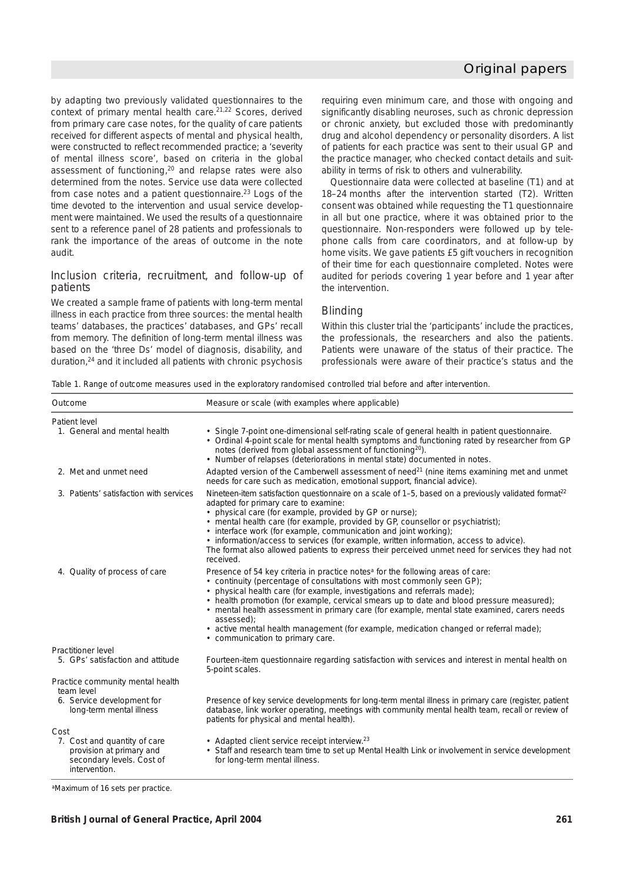by adapting two previously validated questionnaires to the context of primary mental health care.[21,22] Scores, derived from primary care case notes, for the quality of care patients received for different aspects of mental and physical health, were constructed to reflect recommended practice; a 'severity of mental illness score', based on criteria in the global assessment of functioning,[20] and relapse rates were also determined from the notes. Service use data were collected from case notes and a patient questionnaire.[23] Logs of the time devoted to the intervention and usual service development were maintained. We used the results of a questionnaire sent to a reference panel of 28 patients and professionals to rank the importance of the areas of outcome in the note audit.

## Inclusion criteria, recruitment, and follow-up of patients

We created a sample frame of patients with long-term mental illness in each practice from three sources: the mental health teams' databases, the practices' databases, and GPs' recall from memory. The definition of long-term mental illness was based on the 'three Ds' model of diagnosis, disability, and duration,[24] and it included all patients with chronic psychosis requiring even minimum care, and those with ongoing and significantly disabling neuroses, such as chronic depression or chronic anxiety, but excluded those with predominantly drug and alcohol dependency or personality disorders. A list of patients for each practice was sent to their usual GP and the practice manager, who checked contact details and suitability in terms of risk to others and vulnerability.

Questionnaire data were collected at baseline (T1) and at 18–24 months after the intervention started (T2). Written consent was obtained while requesting the T1 questionnaire in all but one practice, where it was obtained prior to the questionnaire. Non-responders were followed up by telephone calls from care coordinators, and at follow-up by home visits. We gave patients £5 gift vouchers in recognition of their time for each questionnaire completed. Notes were audited for periods covering 1 year before and 1 year after the intervention.

## Blinding

Within this cluster trial the 'participants' include the practices, the professionals, the researchers and also the patients. Patients were unaware of the status of their practice. The professionals were aware of their practice's status and the

Table 1. Range of outcome measures used in the exploratory randomised controlled trial before and after intervention.

| Outcome | Measure or scale (with examples where applicable) |
|---|---|
| **Patient level** | |
| 1. General and mental health | • Single 7-point one-dimensional self-rating scale of general health in patient questionnaire.<br>• Ordinal 4-point scale for mental health symptoms and functioning rated by researcher from GP notes (derived from global assessment of functioning[20]).<br>• Number of relapses (deteriorations in mental state) documented in notes. |
| 2. Met and unmet need | Adapted version of the Camberwell assessment of need[21] (nine items examining met and unmet needs for care such as medication, emotional support, financial advice). |
| 3. Patients' satisfaction with services | Nineteen-item satisfaction questionnaire on a scale of 1–5, based on a previously validated format[22] adapted for primary care to examine:<br>• physical care (for example, provided by GP or nurse);<br>• mental health care (for example, provided by GP, counsellor or psychiatrist);<br>• interface work (for example, communication and joint working);<br>• information/access to services (for example, written information, access to advice).<br>The format also allowed patients to express their perceived unmet need for services they had not received. |
| 4. Quality of process of care | Presence of 54 key criteria in practice notes[a] for the following areas of care:<br>• continuity (percentage of consultations with most commonly seen GP);<br>• physical health care (for example, investigations and referrals made);<br>• health promotion (for example, cervical smears up to date and blood pressure measured);<br>• mental health assessment in primary care (for example, mental state examined, carers needs assessed);<br>• active mental health management (for example, medication changed or referral made);<br>• communication to primary care. |
| **Practitioner level** | |
| 5. GPs' satisfaction and attitude | Fourteen-item questionnaire regarding satisfaction with services and interest in mental health on 5-point scales. |
| **Practice community mental health team level** | |
| 6. Service development for long-term mental illness | Presence of key service developments for long-term mental illness in primary care (register, patient database, link worker operating, meetings with community mental health team, recall or review of patients for physical and mental health). |
| **Cost** | |
| 7. Cost and quantity of care provision at primary and secondary levels. Cost of intervention. | • Adapted client service receipt interview.[23]<br>• Staff and research team time to set up Mental Health Link or involvement in service development for long-term mental illness. |

[a]Maximum of 16 sets per practice.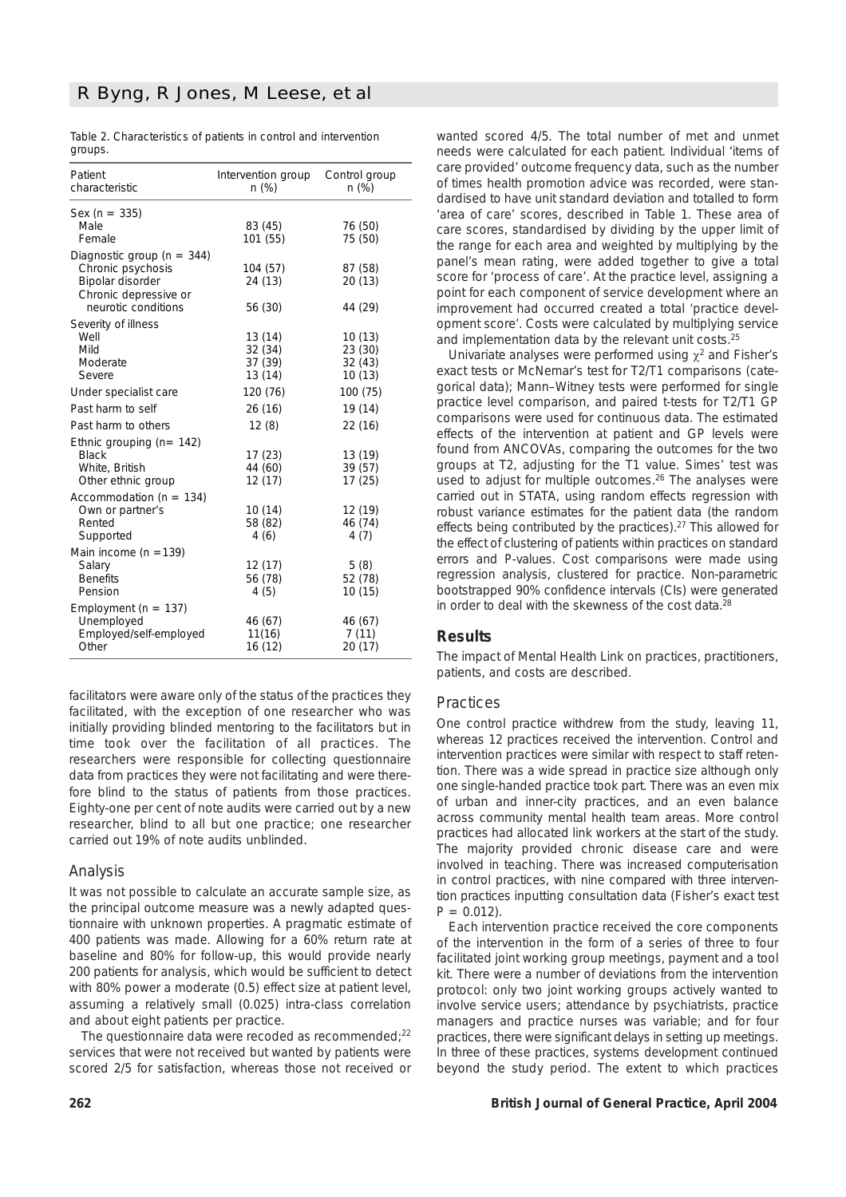Table 2. Characteristics of patients in control and intervention groups.

| Patient characteristic | Intervention group n (%) | Control group n (%) |
|---|---|---|
| Sex (n = 335) | | |
| Male | 83 (45) | 76 (50) |
| Female | 101 (55) | 75 (50) |
| Diagnostic group (n = 344) | | |
| Chronic psychosis | 104 (57) | 87 (58) |
| Bipolar disorder | 24 (13) | 20 (13) |
| Chronic depressive or neurotic conditions | 56 (30) | 44 (29) |
| Severity of illness | | |
| Well | 13 (14) | 10 (13) |
| Mild | 32 (34) | 23 (30) |
| Moderate | 37 (39) | 32 (43) |
| Severe | 13 (14) | 10 (13) |
| Under specialist care | 120 (76) | 100 (75) |
| Past harm to self | 26 (16) | 19 (14) |
| Past harm to others | 12 (8) | 22 (16) |
| Ethnic grouping (n= 142) | | |
| Black | 17 (23) | 13 (19) |
| White, British | 44 (60) | 39 (57) |
| Other ethnic group | 12 (17) | 17 (25) |
| Accommodation (n = 134) | | |
| Own or partner's | 10 (14) | 12 (19) |
| Rented | 58 (82) | 46 (74) |
| Supported | 4 (6) | 4 (7) |
| Main income (n =139) | | |
| Salary | 12 (17) | 5 (8) |
| Benefits | 56 (78) | 52 (78) |
| Pension | 4 (5) | 10 (15) |
| Employment (n = 137) | | |
| Unemployed | 46 (67) | 46 (67) |
| Employed/self-employed | 11(16) | 7 (11) |
| Other | 16 (12) | 20 (17) |

facilitators were aware only of the status of the practices they facilitated, with the exception of one researcher who was initially providing blinded mentoring to the facilitators but in time took over the facilitation of all practices. The researchers were responsible for collecting questionnaire data from practices they were not facilitating and were therefore blind to the status of patients from those practices. Eighty-one per cent of note audits were carried out by a new researcher, blind to all but one practice; one researcher carried out 19% of note audits unblinded.

### Analysis

It was not possible to calculate an accurate sample size, as the principal outcome measure was a newly adapted questionnaire with unknown properties. A pragmatic estimate of 400 patients was made. Allowing for a 60% return rate at baseline and 80% for follow-up, this would provide nearly 200 patients for analysis, which would be sufficient to detect with 80% power a moderate (0.5) effect size at patient level, assuming a relatively small (0.025) intra-class correlation and about eight patients per practice.

The questionnaire data were recoded as recommended;[22] services that were not received but wanted by patients were scored 2/5 for satisfaction, whereas those not received or wanted scored 4/5. The total number of met and unmet needs were calculated for each patient. Individual 'items of care provided' outcome frequency data, such as the number of times health promotion advice was recorded, were standardised to have unit standard deviation and totalled to form 'area of care' scores, described in Table 1. These area of care scores, standardised by dividing by the upper limit of the range for each area and weighted by multiplying by the panel's mean rating, were added together to give a total score for 'process of care'. At the practice level, assigning a point for each component of service development where an improvement had occurred created a total 'practice development score'. Costs were calculated by multiplying service and implementation data by the relevant unit costs.[25]

Univariate analyses were performed using $\chi^2$ and Fisher's exact tests or McNemar's test for T2/T1 comparisons (categorical data); Mann–Witney tests were performed for single practice level comparison, and paired t-tests for T2/T1 GP comparisons were used for continuous data. The estimated effects of the intervention at patient and GP levels were found from ANCOVAs, comparing the outcomes for the two groups at T2, adjusting for the T1 value. Simes' test was used to adjust for multiple outcomes.[26] The analyses were carried out in STATA, using random effects regression with robust variance estimates for the patient data (the random effects being contributed by the practices).[27] This allowed for the effect of clustering of patients within practices on standard errors and P-values. Cost comparisons were made using regression analysis, clustered for practice. Non-parametric bootstrapped 90% confidence intervals (CIs) were generated in order to deal with the skewness of the cost data.[28]

## Results

The impact of Mental Health Link on practices, practitioners, patients, and costs are described.

### Practices

One control practice withdrew from the study, leaving 11, whereas 12 practices received the intervention. Control and intervention practices were similar with respect to staff retention. There was a wide spread in practice size although only one single-handed practice took part. There was an even mix of urban and inner-city practices, and an even balance across community mental health team areas. More control practices had allocated link workers at the start of the study. The majority provided chronic disease care and were involved in teaching. There was increased computerisation in control practices, with nine compared with three intervention practices inputting consultation data (Fisher's exact test $P = 0.012$).

Each intervention practice received the core components of the intervention in the form of a series of three to four facilitated joint working group meetings, payment and a tool kit. There were a number of deviations from the intervention protocol: only two joint working groups actively wanted to involve service users; attendance by psychiatrists, practice managers and practice nurses was variable; and for four practices, there were significant delays in setting up meetings. In three of these practices, systems development continued beyond the study period. The extent to which practices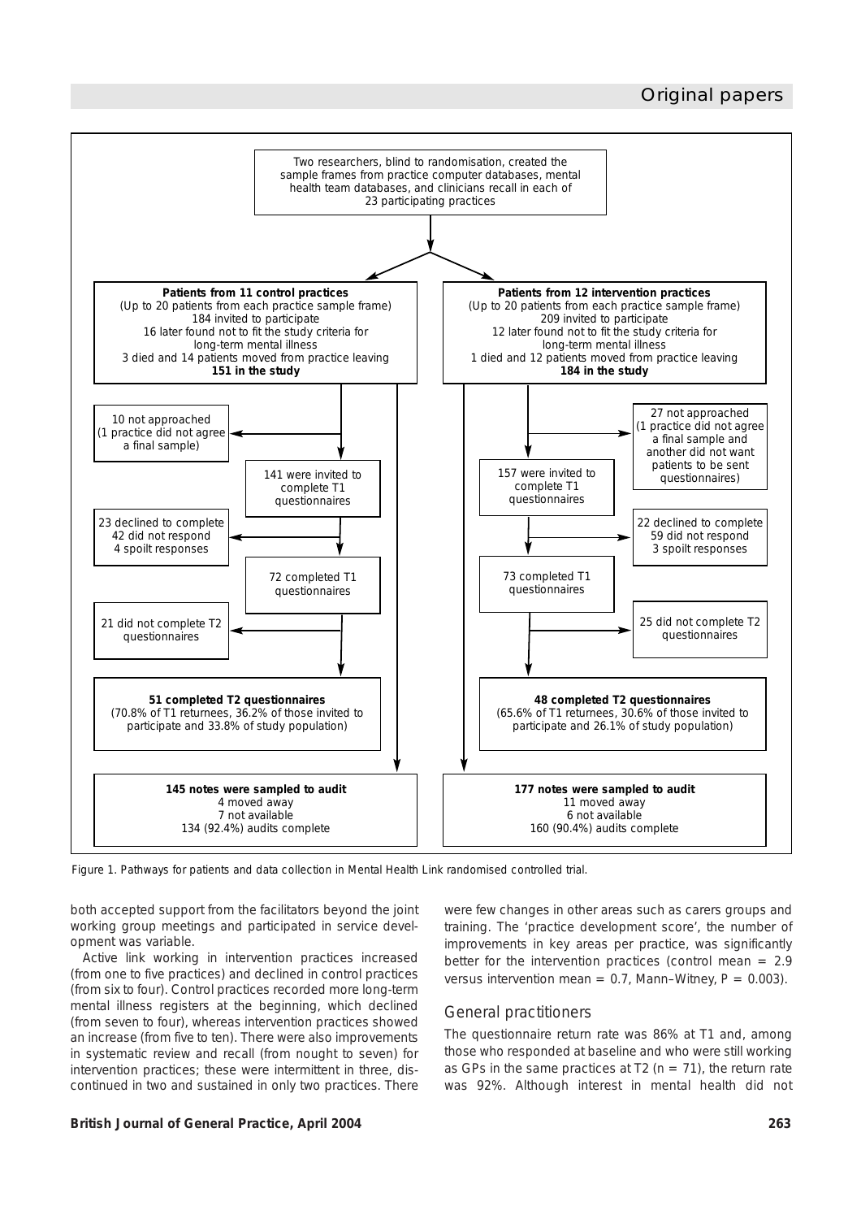Two researchers, blind to randomisation, created the sample frames from practice computer databases, mental health team databases, and clinicians recall in each of 23 participating practices

**Patients from 11 control practices**
(Up to 20 patients from each practice sample frame)
184 invited to participate
16 later found not to fit the study criteria for long-term mental illness
3 died and 14 patients moved from practice leaving
**151 in the study**

- 10 not approached (1 practice did not agree a final sample)
- 141 were invited to complete T1 questionnaires
- 23 declined to complete, 42 did not respond, 4 spoilt responses
- 72 completed T1 questionnaires
- 21 did not complete T2 questionnaires
- **51 completed T2 questionnaires** (70.8% of T1 returnees, 36.2% of those invited to participate and 33.8% of study population)

**145 notes were sampled to audit**
4 moved away
7 not available
134 (92.4%) audits complete

**Patients from 12 intervention practices**
(Up to 20 patients from each practice sample frame)
209 invited to participate
12 later found not to fit the study criteria for long-term mental illness
1 died and 12 patients moved from practice leaving
**184 in the study**

- 27 not approached (1 practice did not agree a final sample and another did not want patients to be sent questionnaires)
- 157 were invited to complete T1 questionnaires
- 22 declined to complete, 59 did not respond, 3 spoilt responses
- 73 completed T1 questionnaires
- 25 did not complete T2 questionnaires
- **48 completed T2 questionnaires** (65.6% of T1 returnees, 30.6% of those invited to participate and 26.1% of study population)

**177 notes were sampled to audit**
11 moved away
6 not available
160 (90.4%) audits complete

Figure 1. Pathways for patients and data collection in Mental Health Link randomised controlled trial.

both accepted support from the facilitators beyond the joint working group meetings and participated in service development was variable.

Active link working in intervention practices increased (from one to five practices) and declined in control practices (from six to four). Control practices recorded more long-term mental illness registers at the beginning, which declined (from seven to four), whereas intervention practices showed an increase (from five to ten). There were also improvements in systematic review and recall (from nought to seven) for intervention practices; these were intermittent in three, discontinued in two and sustained in only two practices. There were few changes in other areas such as carers groups and training. The 'practice development score', the number of improvements in key areas per practice, was significantly better for the intervention practices (control mean = 2.9 versus intervention mean = 0.7, Mann–Witney, $P = 0.003$).

## General practitioners

The questionnaire return rate was 86% at T1 and, among those who responded at baseline and who were still working as GPs in the same practices at T2 ($n = 71$), the return rate was 92%. Although interest in mental health did not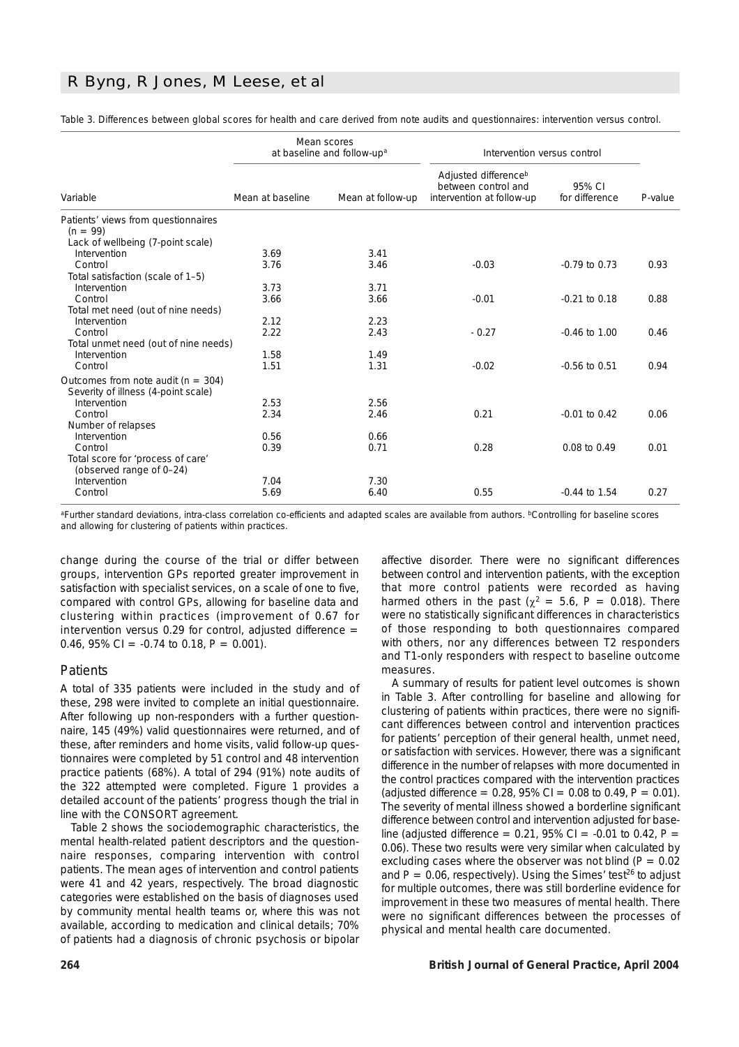Table 3. Differences between global scores for health and care derived from note audits and questionnaires: intervention versus control.

| Variable | Mean scores at baseline and follow-up[a] | | Intervention versus control | | |
|---|---|---|---|---|---|
| | Mean at baseline | Mean at follow-up | Adjusted difference[b] between control and intervention at follow-up | 95% CI for difference | P-value |
| Patients' views from questionnaires (n = 99) | | | | | |
| Lack of wellbeing (7-point scale) | | | | | |
| Intervention | 3.69 | 3.41 | | | |
| Control | 3.76 | 3.46 | -0.03 | -0.79 to 0.73 | 0.93 |
| Total satisfaction (scale of 1–5) | | | | | |
| Intervention | 3.73 | 3.71 | | | |
| Control | 3.66 | 3.66 | -0.01 | -0.21 to 0.18 | 0.88 |
| Total met need (out of nine needs) | | | | | |
| Intervention | 2.12 | 2.23 | | | |
| Control | 2.22 | 2.43 | - 0.27 | -0.46 to 1.00 | 0.46 |
| Total unmet need (out of nine needs) | | | | | |
| Intervention | 1.58 | 1.49 | | | |
| Control | 1.51 | 1.31 | -0.02 | -0.56 to 0.51 | 0.94 |
| Outcomes from note audit (n = 304) | | | | | |
| Severity of illness (4-point scale) | | | | | |
| Intervention | 2.53 | 2.56 | | | |
| Control | 2.34 | 2.46 | 0.21 | -0.01 to 0.42 | 0.06 |
| Number of relapses | | | | | |
| Intervention | 0.56 | 0.66 | | | |
| Control | 0.39 | 0.71 | 0.28 | 0.08 to 0.49 | 0.01 |
| Total score for 'process of care' (observed range of 0–24) | | | | | |
| Intervention | 7.04 | 7.30 | | | |
| Control | 5.69 | 6.40 | 0.55 | -0.44 to 1.54 | 0.27 |

[a]Further standard deviations, intra-class correlation co-efficients and adapted scales are available from authors. [b]Controlling for baseline scores and allowing for clustering of patients within practices.

change during the course of the trial or differ between groups, intervention GPs reported greater improvement in satisfaction with specialist services, on a scale of one to five, compared with control GPs, allowing for baseline data and clustering within practices (improvement of 0.67 for intervention versus 0.29 for control, adjusted difference = 0.46, 95% CI = -0.74 to 0.18, P = 0.001).

### Patients

A total of 335 patients were included in the study and of these, 298 were invited to complete an initial questionnaire. After following up non-responders with a further questionnaire, 145 (49%) valid questionnaires were returned, and of these, after reminders and home visits, valid follow-up questionnaires were completed by 51 control and 48 intervention practice patients (68%). A total of 294 (91%) note audits of the 322 attempted were completed. Figure 1 provides a detailed account of the patients' progress though the trial in line with the CONSORT agreement.

Table 2 shows the sociodemographic characteristics, the mental health-related patient descriptors and the questionnaire responses, comparing intervention with control patients. The mean ages of intervention and control patients were 41 and 42 years, respectively. The broad diagnostic categories were established on the basis of diagnoses used by community mental health teams or, where this was not available, according to medication and clinical details; 70% of patients had a diagnosis of chronic psychosis or bipolar affective disorder. There were no significant differences between control and intervention patients, with the exception that more control patients were recorded as having harmed others in the past ($\chi^2$ = 5.6, P = 0.018). There were no statistically significant differences in characteristics of those responding to both questionnaires compared with others, nor any differences between T2 responders and T1-only responders with respect to baseline outcome measures.

A summary of results for patient level outcomes is shown in Table 3. After controlling for baseline and allowing for clustering of patients within practices, there were no significant differences between control and intervention practices for patients' perception of their general health, unmet need, or satisfaction with services. However, there was a significant difference in the number of relapses with more documented in the control practices compared with the intervention practices (adjusted difference = 0.28, 95% CI = 0.08 to 0.49, P = 0.01). The severity of mental illness showed a borderline significant difference between control and intervention adjusted for baseline (adjusted difference = 0.21, 95% CI = -0.01 to 0.42, P = 0.06). These two results were very similar when calculated by excluding cases where the observer was not blind (P = 0.02 and P = 0.06, respectively). Using the Simes' test[26] to adjust for multiple outcomes, there was still borderline evidence for improvement in these two measures of mental health. There were no significant differences between the processes of physical and mental health care documented.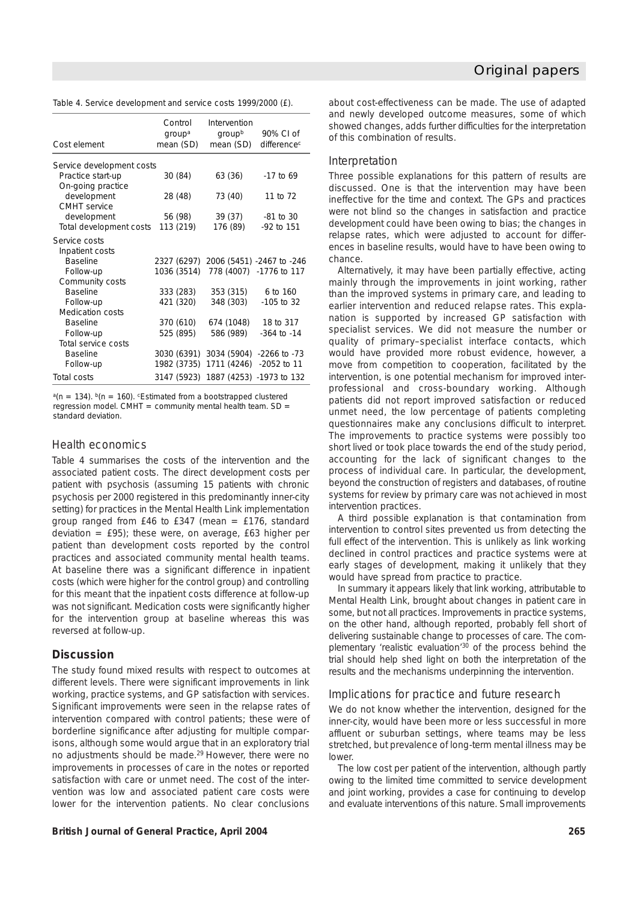Table 4. Service development and service costs 1999/2000 (£).

| Cost element | Control group[a] mean (SD) | Intervention group[b] mean (SD) | 90% CI of difference[c] |
|---|---|---|---|
| Service development costs | | | |
| Practice start-up | 30 (84) | 63 (36) | -17 to 69 |
| On-going practice development | 28 (48) | 73 (40) | 11 to 72 |
| CMHT service development | 56 (98) | 39 (37) | -81 to 30 |
| Total development costs | 113 (219) | 176 (89) | -92 to 151 |
| Service costs | | | |
| Inpatient costs | | | |
| Baseline | 2327 (6297) | 2006 (5451) | -2467 to -246 |
| Follow-up | 1036 (3514) | 778 (4007) | -1776 to 117 |
| Community costs | | | |
| Baseline | 333 (283) | 353 (315) | 6 to 160 |
| Follow-up | 421 (320) | 348 (303) | -105 to 32 |
| Medication costs | | | |
| Baseline | 370 (610) | 674 (1048) | 18 to 317 |
| Follow-up | 525 (895) | 586 (989) | -364 to -14 |
| Total service costs | | | |
| Baseline | 3030 (6391) | 3034 (5904) | -2266 to -73 |
| Follow-up | 1982 (3735) | 1711 (4246) | -2052 to 11 |
| Total costs | 3147 (5923) | 1887 (4253) | -1973 to 132 |

[a](n = 134). [b](n = 160). [c]Estimated from a bootstrapped clustered regression model. CMHT = community mental health team. SD = standard deviation.

### Health economics

Table 4 summarises the costs of the intervention and the associated patient costs. The direct development costs per patient with psychosis (assuming 15 patients with chronic psychosis per 2000 registered in this predominantly inner-city setting) for practices in the Mental Health Link implementation group ranged from £46 to £347 (mean = £176, standard deviation = £95); these were, on average, £63 higher per patient than development costs reported by the control practices and associated community mental health teams. At baseline there was a significant difference in inpatient costs (which were higher for the control group) and controlling for this meant that the inpatient costs difference at follow-up was not significant. Medication costs were significantly higher for the intervention group at baseline whereas this was reversed at follow-up.

## Discussion

The study found mixed results with respect to outcomes at different levels. There were significant improvements in link working, practice systems, and GP satisfaction with services. Significant improvements were seen in the relapse rates of intervention compared with control patients; these were of borderline significance after adjusting for multiple comparisons, although some would argue that in an exploratory trial no adjustments should be made.[29] However, there were no improvements in processes of care in the notes or reported satisfaction with care or unmet need. The cost of the intervention was low and associated patient care costs were lower for the intervention patients. No clear conclusions about cost-effectiveness can be made. The use of adapted and newly developed outcome measures, some of which showed changes, adds further difficulties for the interpretation of this combination of results.

### Interpretation

Three possible explanations for this pattern of results are discussed. One is that the intervention may have been ineffective for the time and context. The GPs and practices were not blind so the changes in satisfaction and practice development could have been owing to bias; the changes in relapse rates, which were adjusted to account for differences in baseline results, would have to have been owing to chance.

Alternatively, it may have been partially effective, acting mainly through the improvements in joint working, rather than the improved systems in primary care, and leading to earlier intervention and reduced relapse rates. This explanation is supported by increased GP satisfaction with specialist services. We did not measure the number or quality of primary–specialist interface contacts, which would have provided more robust evidence, however, a move from competition to cooperation, facilitated by the intervention, is one potential mechanism for improved inter-professional and cross-boundary working. Although patients did not report improved satisfaction or reduced unmet need, the low percentage of patients completing questionnaires make any conclusions difficult to interpret. The improvements to practice systems were possibly too short lived or took place towards the end of the study period, accounting for the lack of significant changes to the process of individual care. In particular, the development, beyond the construction of registers and databases, of routine systems for review by primary care was not achieved in most intervention practices.

A third possible explanation is that contamination from intervention to control sites prevented us from detecting the full effect of the intervention. This is unlikely as link working declined in control practices and practice systems were at early stages of development, making it unlikely that they would have spread from practice to practice.

In summary it appears likely that link working, attributable to Mental Health Link, brought about changes in patient care in some, but not all practices. Improvements in practice systems, on the other hand, although reported, probably fell short of delivering sustainable change to processes of care. The complementary 'realistic evaluation'[30] of the process behind the trial should help shed light on both the interpretation of the results and the mechanisms underpinning the intervention.

### Implications for practice and future research

We do not know whether the intervention, designed for the inner-city, would have been more or less successful in more affluent or suburban settings, where teams may be less stretched, but prevalence of long-term mental illness may be lower.

The low cost per patient of the intervention, although partly owing to the limited time committed to service development and joint working, provides a case for continuing to develop and evaluate interventions of this nature. Small improvements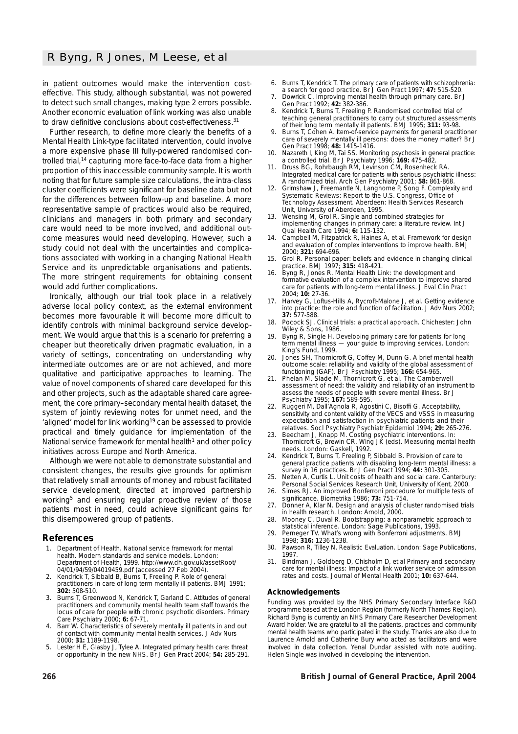in patient outcomes would make the intervention cost-effective. This study, although substantial, was not powered to detect such small changes, making type 2 errors possible. Another economic evaluation of link working was also unable to draw definitive conclusions about cost-effectiveness.[31]

Further research, to define more clearly the benefits of a Mental Health Link-type facilitated intervention, could involve a more expensive phase III fully-powered randomised controlled trial,[14] capturing more face-to-face data from a higher proportion of this inaccessible community sample. It is worth noting that for future sample size calculations, the intra-class cluster coefficients were significant for baseline data but not for the differences between follow-up and baseline. A more representative sample of practices would also be required, clinicians and managers in both primary and secondary care would need to be more involved, and additional outcome measures would need developing. However, such a study could not deal with the uncertainties and complications associated with working in a changing National Health Service and its unpredictable organisations and patients. The more stringent requirements for obtaining consent would add further complications.

Ironically, although our trial took place in a relatively adverse local policy context, as the external environment becomes more favourable it will become more difficult to identify controls with minimal background service development. We would argue that this is a scenario for preferring a cheaper but theoretically driven pragmatic evaluation, in a variety of settings, concentrating on understanding why intermediate outcomes are or are not achieved, and more qualitative and participative approaches to learning. The value of novel components of shared care developed for this and other projects, such as the adaptable shared care agreement, the core primary–secondary mental health dataset, the system of jointly reviewing notes for unmet need, and the 'aligned' model for link working[19] can be assessed to provide practical and timely guidance for implementation of the National service framework for mental health[1] and other policy initiatives across Europe and North America.

Although we were not able to demonstrate substantial and consistent changes, the results give grounds for optimism that relatively small amounts of money and robust facilitated service development, directed at improved partnership working[5] and ensuring regular proactive review of those patients most in need, could achieve significant gains for this disempowered group of patients.

## References

1. Department of Health. National service framework for mental health. Modern standards and service models. London: Department of Health, 1999. http://www.dh.gov.uk/assetRoot/04/01/94/59/04019459.pdf (accessed 27 Feb 2004).
2. Kendrick T, Sibbald B, Burns T, Freeling P. Role of general practitioners in care of long term mentally ill patients. BMJ 1991; **302:** 508-510.
3. Burns T, Greenwood N, Kendrick T, Garland C. Attitudes of general practitioners and community mental health team staff towards the locus of care for people with chronic psychotic disorders. Primary Care Psychiatry 2000; **6:** 67-71.
4. Barr W. Characteristics of severely mentally ill patients in and out of contact with community mental health services. J Adv Nurs 2000; **31:** 1189-1198.
5. Lester H E, Glasby J, Tylee A. Integrated primary health care: threat or opportunity in the new NHS. Br J Gen Pract 2004; **54:** 285-291.
6. Burns T, Kendrick T. The primary care of patients with schizophrenia: a search for good practice. Br J Gen Pract 1997; **47:** 515-520.
7. Dowrick C. Improving mental health through primary care. Br J Gen Pract 1992; **42:** 382-386.
8. Kendrick T, Burns T, Freeling P. Randomised controlled trial of teaching general practitioners to carry out structured assessments of their long term mentally ill patients. BMJ 1995; **311:** 93-98.
9. Burns T, Cohen A. Item-of-service payments for general practitioner care of severely mentally ill persons: does the money matter? Br J Gen Pract 1998; **48:** 1415-1416.
10. Nazareth I, King M, Tai SS. Monitoring psychosis in general practice: a controlled trial. Br J Psychiatry 1996; **169:** 475-482.
11. Druss BG, Rohrbaugh RM, Levinson CM, Rosenheck RA. Integrated medical care for patients with serious psychiatric illness: A randomized trial. Arch Gen Psychiatry 2001; **58:** 861-868.
12. Grimshaw J, Freemantle N, Langhorne P, Song F. Complexity and Systematic Reviews: Report to the U.S. Congress, Office of Technology Assessment. Aberdeen: Health Services Research Unit, University of Aberdeen, 1995.
13. Wensing M, Grol R. Single and combined strategies for implementing changes in primary care: a literature review. Int J Qual Health Care 1994; **6:** 115-132.
14. Campbell M, Fitzpatrick R, Haines A, et al. Framework for design and evaluation of complex interventions to improve health. BMJ 2000; **321:** 694-696.
15. Grol R. Personal paper: beliefs and evidence in changing clinical practice. BMJ 1997; **315:** 418-421.
16. Byng R, Jones R. Mental Health Link: the development and formative evaluation of a complex intervention to improve shared care for patients with long-term mental illness. J Eval Clin Pract 2004; **10:** 27-36.
17. Harvey G, Loftus-Hills A, Rycroft-Malone J, et al. Getting evidence into practice: the role and function of facilitation. J Adv Nurs 2002; **37:** 577-588.
18. Pocock SJ. Clinical trials: a practical approach. Chichester: John Wiley & Sons, 1986.
19. Byng R, Single H. Developing primary care for patients for long term mental illness — your guide to improving services. London: King's Fund, 1999.
20. Jones SH, Thornicroft G, Coffey M, Dunn G. A brief mental health outcome scale: reliability and validity of the global assessment of functioning (GAF). Br J Psychiatry 1995; **166:** 654-965.
21. Phelan M, Slade M, Thornicroft G, et al. The Camberwell assessment of need: the validity and reliability of an instrument to assess the needs of people with severe mental illness. Br J Psychiatry 1995; **167:** 589-595.
22. Ruggeri M, Dall'Agnola R, Agostini C, Bisoffi G. Acceptability, sensitivity and content validity of the VECS and VSSS in measuring expectation and satisfaction in psychiatric patients and their relatives. Socl Psychiatry Psychiatr Epidemiol 1994; **29:** 265-276.
23. Beecham J, Knapp M. Costing psychiatric interventions. In: Thornicroft G, Brewin CR, Wing JK (eds). Measuring mental health needs. London: Gaskell, 1992.
24. Kendrick T, Burns T, Freeling P, Sibbald B. Provision of care to general practice patients with disabling long-term mental illness: a survey in 16 practices. Br J Gen Pract 1994; **44:** 301-305.
25. Netten A, Curtis L. Unit costs of health and social care. Canterbury: Personal Social Services Research Unit, University of Kent, 2000.
26. Simes RJ. An improved Bonferroni procedure for multiple tests of significance. Biometrika 1986; **73:** 751-754.
27. Donner A, Klar N. Design and analysis of cluster randomised trials in health research. London: Arnold, 2000.
28. Mooney C, Duval R. Bootstrapping: a nonparametric approach to statistical inference. London: Sage Publications, 1993.
29. Perneger TV. What's wrong with Bonferroni adjustments. BMJ 1998; **316:** 1236-1238.
30. Pawson R, Tilley N. Realistic Evaluation. London: Sage Publications, 1997.
31. Bindman J, Goldberg D, Chisholm D, et al Primary and secondary care for mental illness: Impact of a link worker service on admission rates and costs. Journal of Mental Health 2001; **10:** 637-644.

### Acknowledgements

Funding was provided by the NHS Primary Secondary Interface R&D programme based at the London Region (formerly North Thames Region). Richard Byng is currently an NHS Primary Care Researcher Development Award holder. We are grateful to all the patients, practices and community mental health teams who participated in the study. Thanks are also due to Laurence Arnold and Catherine Bury who acted as facilitators and were involved in data collection. Yenal Dundar assisted with note auditing. Helen Single was involved in developing the intervention.